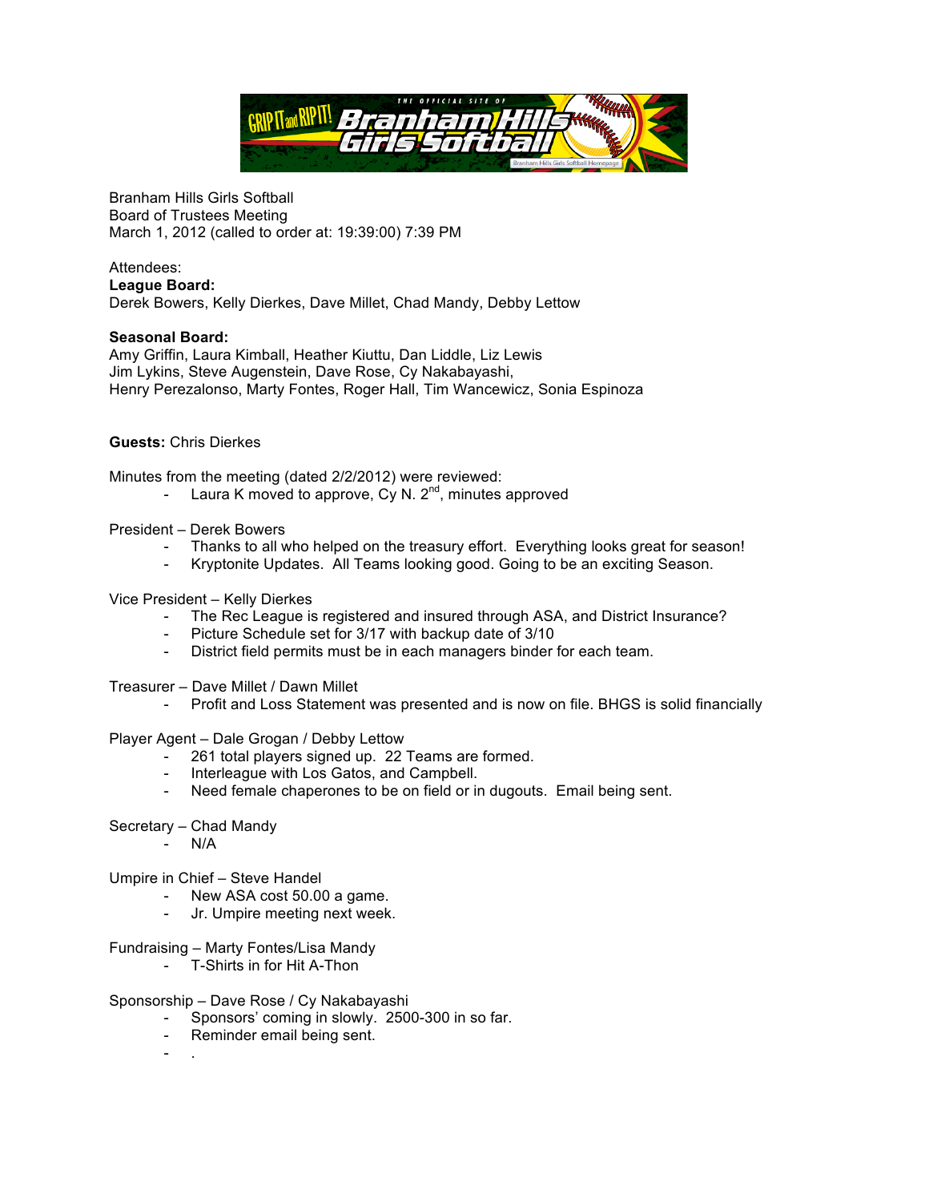Branham Hills Girls Softball
Board of Trustees Meeting
March 1, 2012 (called to order at: 19:39:00) 7:39 PM

Attendees:
**League Board:**
Derek Bowers, Kelly Dierkes, Dave Millet, Chad Mandy, Debby Lettow

**Seasonal Board:**
Amy Griffin, Laura Kimball, Heather Kiuttu, Dan Liddle, Liz Lewis
Jim Lykins, Steve Augenstein, Dave Rose, Cy Nakabayashi,
Henry Perezalonso, Marty Fontes, Roger Hall, Tim Wancewicz, Sonia Espinoza

**Guests:** Chris Dierkes

Minutes from the meeting (dated 2/2/2012) were reviewed:
- Laura K moved to approve, Cy N. 2nd, minutes approved

President – Derek Bowers
- Thanks to all who helped on the treasury effort. Everything looks great for season!
- Kryptonite Updates. All Teams looking good. Going to be an exciting Season.

Vice President – Kelly Dierkes
- The Rec League is registered and insured through ASA, and District Insurance?
- Picture Schedule set for 3/17 with backup date of 3/10
- District field permits must be in each managers binder for each team.

Treasurer – Dave Millet / Dawn Millet
- Profit and Loss Statement was presented and is now on file. BHGS is solid financially

Player Agent – Dale Grogan / Debby Lettow
- 261 total players signed up. 22 Teams are formed.
- Interleague with Los Gatos, and Campbell.
- Need female chaperones to be on field or in dugouts. Email being sent.

Secretary – Chad Mandy
- N/A

Umpire in Chief – Steve Handel
- New ASA cost 50.00 a game.
- Jr. Umpire meeting next week.

Fundraising – Marty Fontes/Lisa Mandy
- T-Shirts in for Hit A-Thon

Sponsorship – Dave Rose / Cy Nakabayashi
- Sponsors' coming in slowly. 2500-300 in so far.
- Reminder email being sent.
- .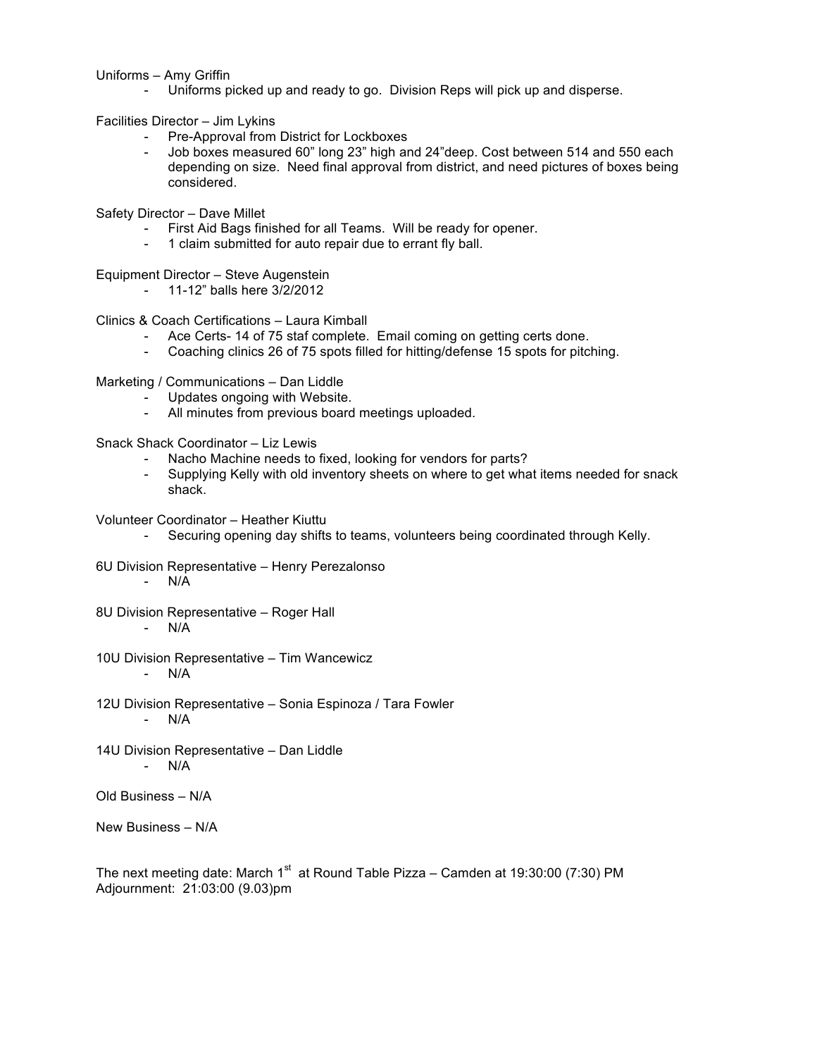Uniforms – Amy Griffin

- Uniforms picked up and ready to go. Division Reps will pick up and disperse.

Facilities Director – Jim Lykins

- Pre-Approval from District for Lockboxes
- Job boxes measured 60" long 23" high and 24"deep. Cost between 514 and 550 each depending on size. Need final approval from district, and need pictures of boxes being considered.

Safety Director – Dave Millet

- First Aid Bags finished for all Teams. Will be ready for opener.
- 1 claim submitted for auto repair due to errant fly ball.

Equipment Director – Steve Augenstein

- 11-12" balls here 3/2/2012

Clinics & Coach Certifications – Laura Kimball

- Ace Certs- 14 of 75 staf complete. Email coming on getting certs done.
- Coaching clinics 26 of 75 spots filled for hitting/defense 15 spots for pitching.

Marketing / Communications – Dan Liddle

- Updates ongoing with Website.
- All minutes from previous board meetings uploaded.

Snack Shack Coordinator – Liz Lewis

- Nacho Machine needs to fixed, looking for vendors for parts?
- Supplying Kelly with old inventory sheets on where to get what items needed for snack shack.

Volunteer Coordinator – Heather Kiuttu

- Securing opening day shifts to teams, volunteers being coordinated through Kelly.

6U Division Representative – Henry Perezalonso

- N/A

8U Division Representative – Roger Hall

- N/A

10U Division Representative – Tim Wancewicz

- N/A

12U Division Representative – Sonia Espinoza / Tara Fowler

- N/A

14U Division Representative – Dan Liddle

- N/A

Old Business – N/A

New Business – N/A

The next meeting date: March 1st at Round Table Pizza – Camden at 19:30:00 (7:30) PM
Adjournment: 21:03:00 (9.03)pm